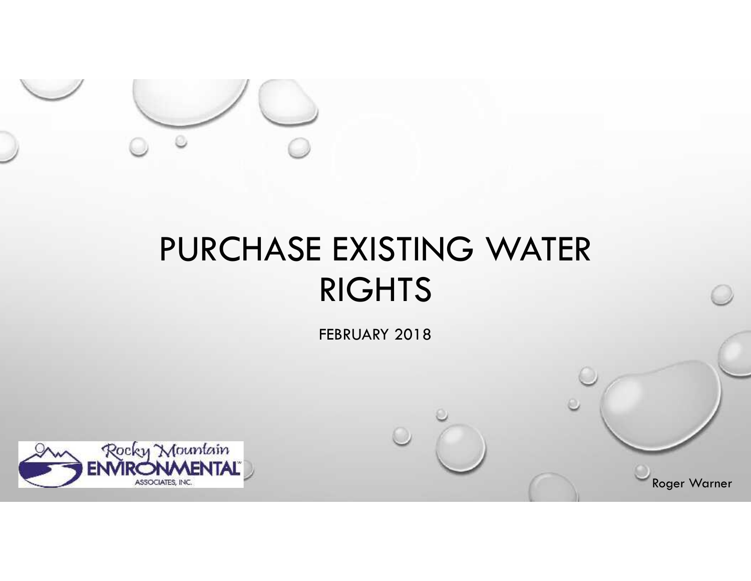# PURCHASE EXISTING WATER RIGHTS

FEBRUARY 2018

Rocky Mountain ENVIRONMENTAL ASSOCIATES, INC.

Roger Warner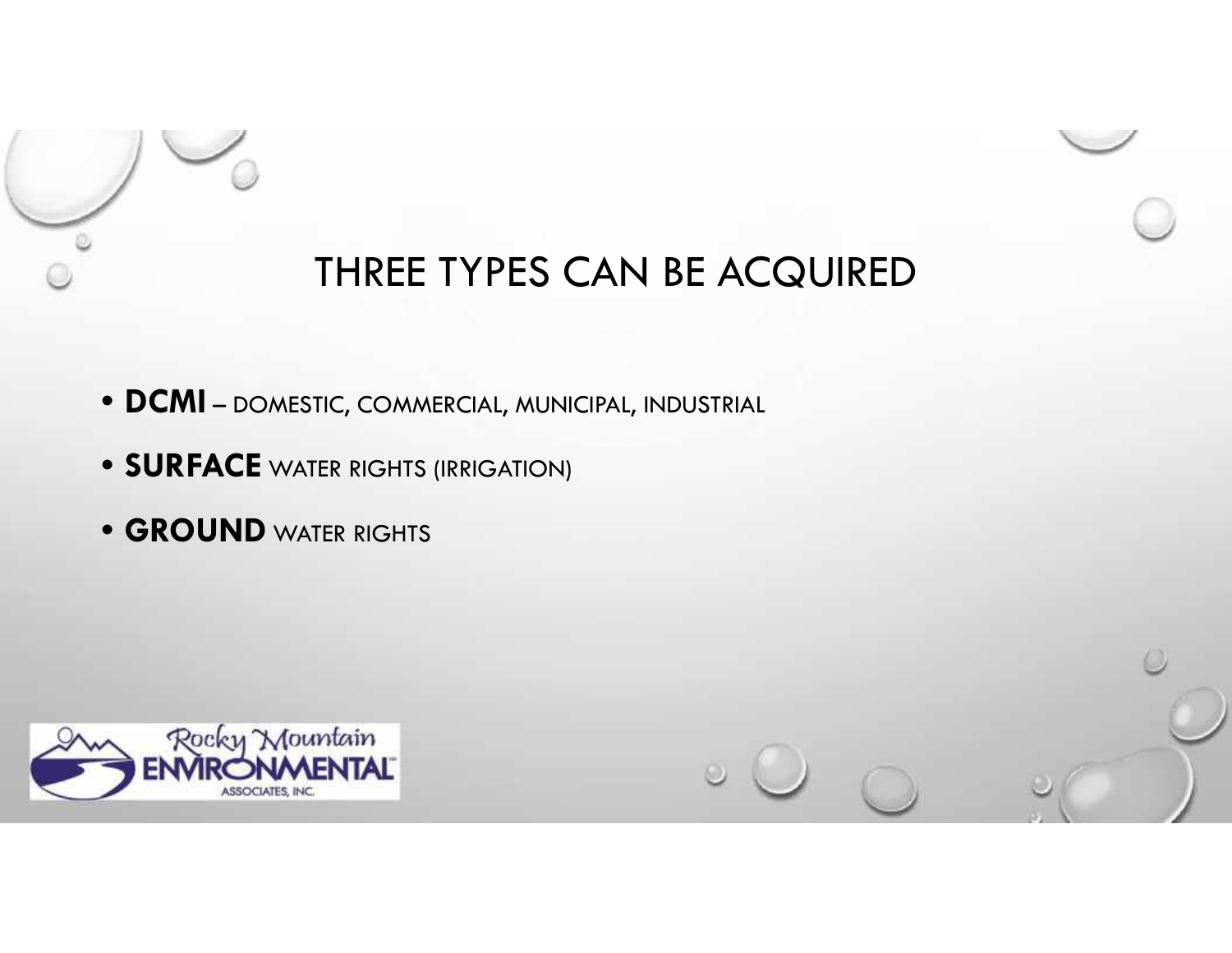# THREE TYPES CAN BE ACQUIRED

- **DCMI** – DOMESTIC, COMMERCIAL, MUNICIPAL, INDUSTRIAL
- **SURFACE** WATER RIGHTS (IRRIGATION)
- **GROUND** WATER RIGHTS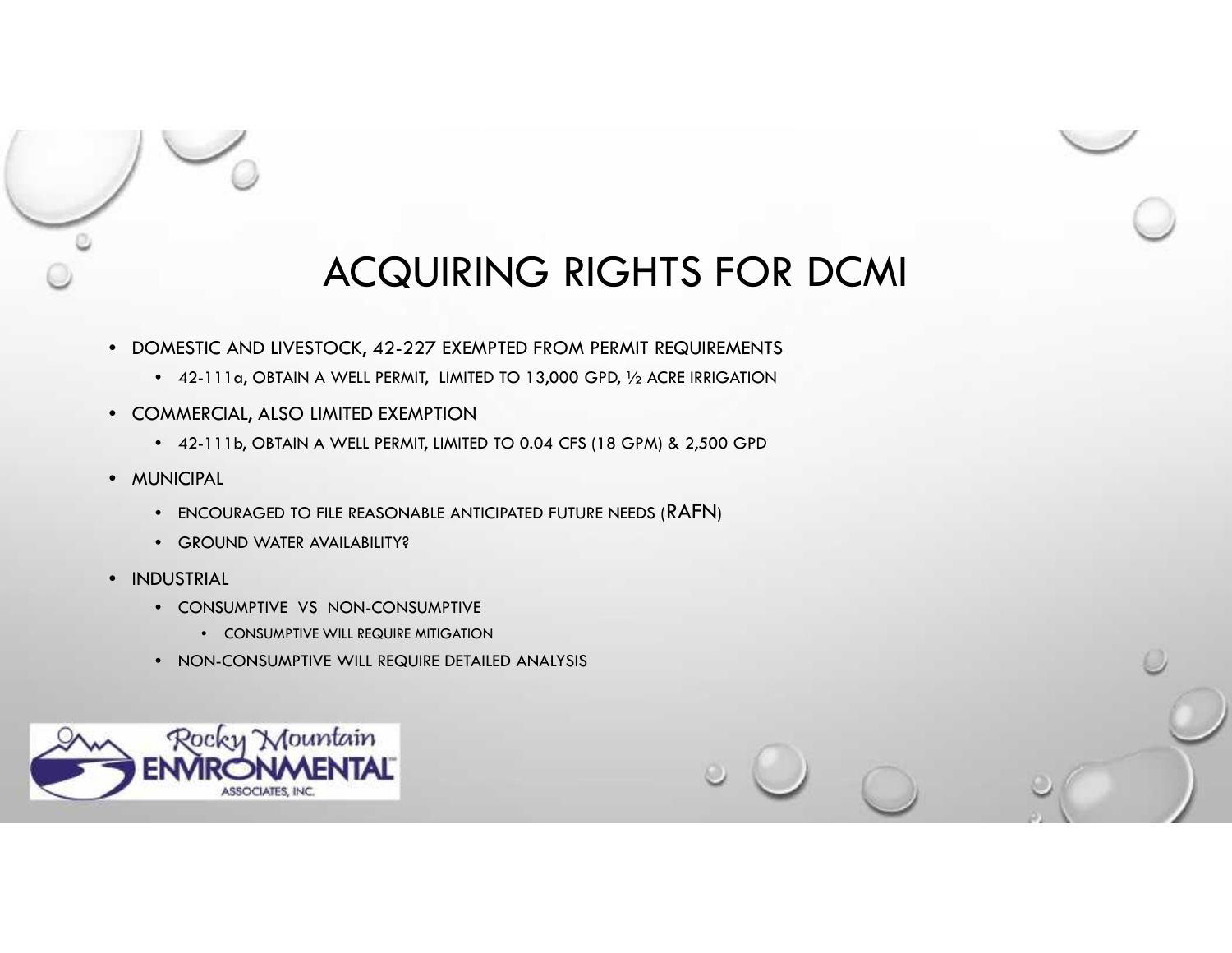# ACQUIRING RIGHTS FOR DCMI

- DOMESTIC AND LIVESTOCK, 42-227 EXEMPTED FROM PERMIT REQUIREMENTS
  - 42-111a, OBTAIN A WELL PERMIT, LIMITED TO 13,000 GPD, ½ ACRE IRRIGATION
- COMMERCIAL, ALSO LIMITED EXEMPTION
  - 42-111b, OBTAIN A WELL PERMIT, LIMITED TO 0.04 CFS (18 GPM) & 2,500 GPD
- MUNICIPAL
  - ENCOURAGED TO FILE REASONABLE ANTICIPATED FUTURE NEEDS (RAFN)
  - GROUND WATER AVAILABILITY?
- INDUSTRIAL
  - CONSUMPTIVE VS NON-CONSUMPTIVE
    - CONSUMPTIVE WILL REQUIRE MITIGATION
  - NON-CONSUMPTIVE WILL REQUIRE DETAILED ANALYSIS

Rocky Mountain ENVIRONMENTAL ASSOCIATES, INC.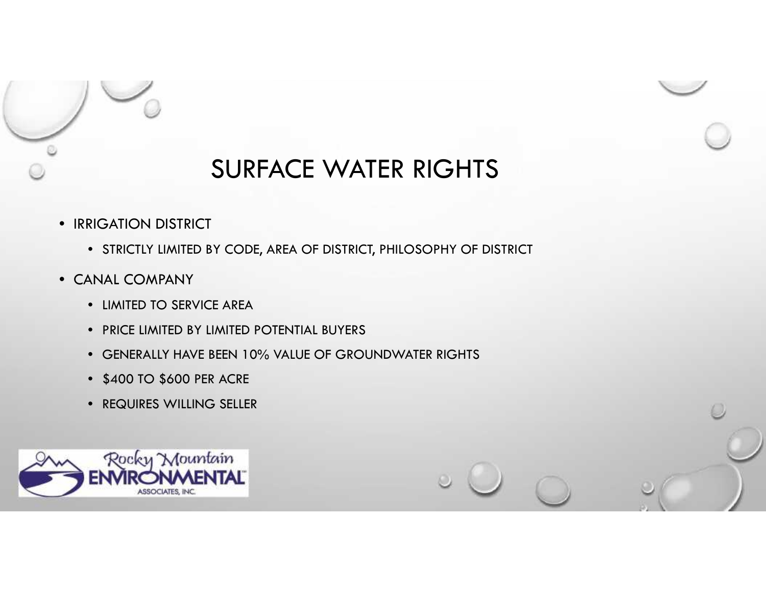# SURFACE WATER RIGHTS

- IRRIGATION DISTRICT
  - STRICTLY LIMITED BY CODE, AREA OF DISTRICT, PHILOSOPHY OF DISTRICT
- CANAL COMPANY
  - LIMITED TO SERVICE AREA
  - PRICE LIMITED BY LIMITED POTENTIAL BUYERS
  - GENERALLY HAVE BEEN 10% VALUE OF GROUNDWATER RIGHTS
  - $400 TO $600 PER ACRE
  - REQUIRES WILLING SELLER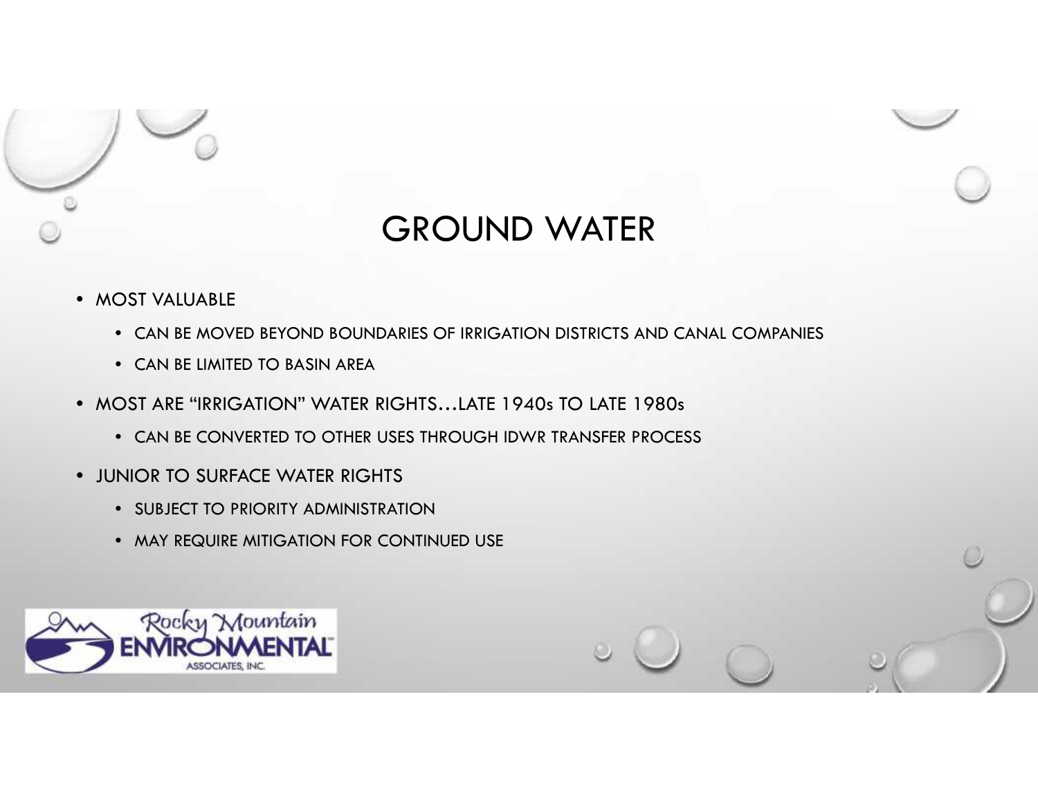# GROUND WATER

- MOST VALUABLE
  - CAN BE MOVED BEYOND BOUNDARIES OF IRRIGATION DISTRICTS AND CANAL COMPANIES
  - CAN BE LIMITED TO BASIN AREA
- MOST ARE "IRRIGATION" WATER RIGHTS…LATE 1940s TO LATE 1980s
  - CAN BE CONVERTED TO OTHER USES THROUGH IDWR TRANSFER PROCESS
- JUNIOR TO SURFACE WATER RIGHTS
  - SUBJECT TO PRIORITY ADMINISTRATION
  - MAY REQUIRE MITIGATION FOR CONTINUED USE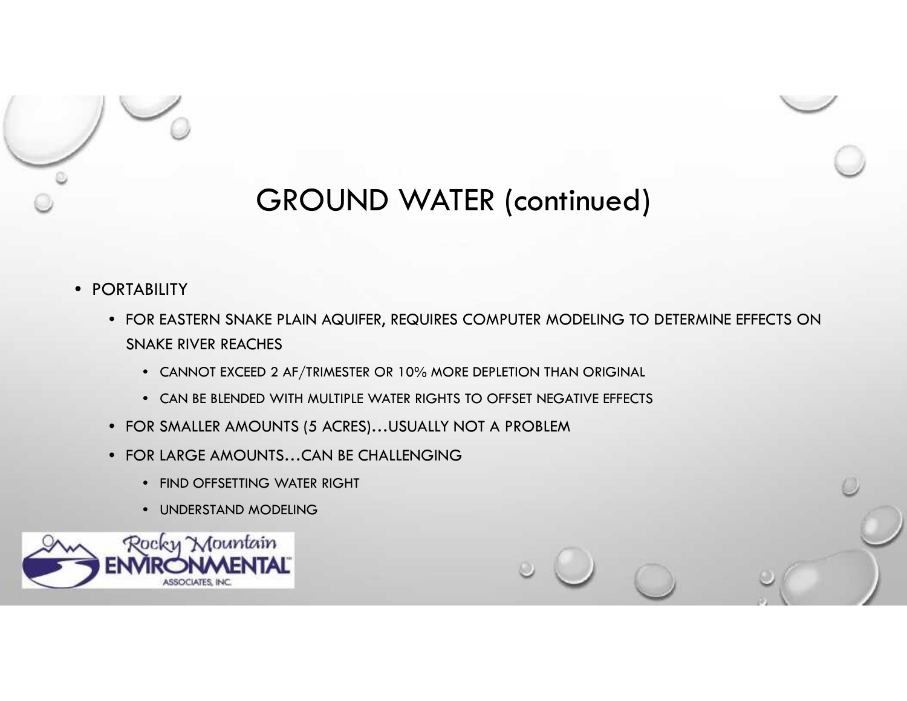# GROUND WATER (continued)

- PORTABILITY
  - FOR EASTERN SNAKE PLAIN AQUIFER, REQUIRES COMPUTER MODELING TO DETERMINE EFFECTS ON SNAKE RIVER REACHES
    - CANNOT EXCEED 2 AF/TRIMESTER OR 10% MORE DEPLETION THAN ORIGINAL
    - CAN BE BLENDED WITH MULTIPLE WATER RIGHTS TO OFFSET NEGATIVE EFFECTS
  - FOR SMALLER AMOUNTS (5 ACRES)…USUALLY NOT A PROBLEM
  - FOR LARGE AMOUNTS…CAN BE CHALLENGING
    - FIND OFFSETTING WATER RIGHT
    - UNDERSTAND MODELING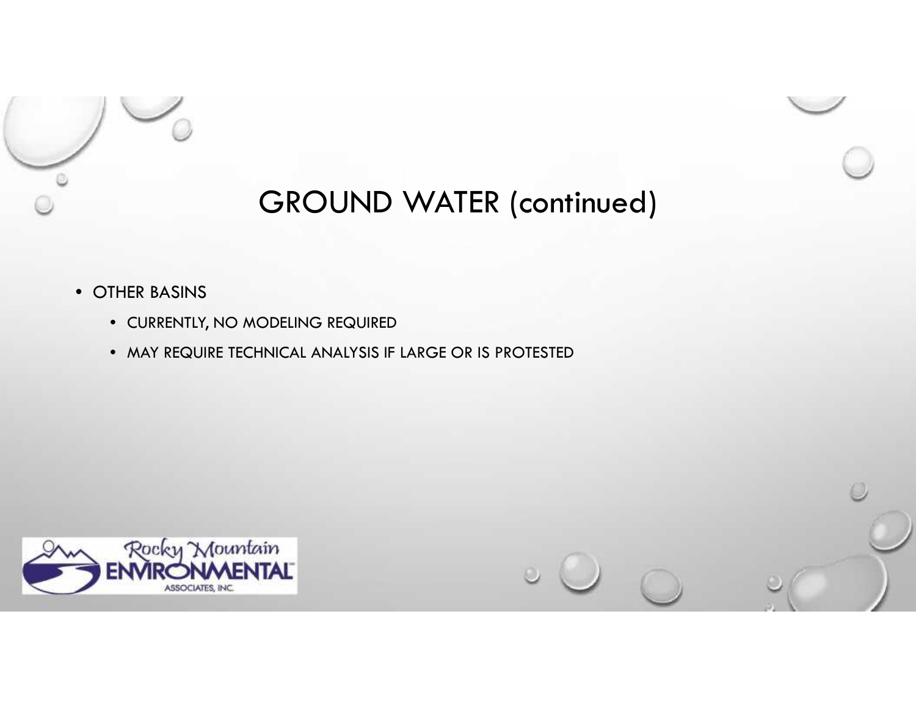# GROUND WATER (continued)

- OTHER BASINS
  - CURRENTLY, NO MODELING REQUIRED
  - MAY REQUIRE TECHNICAL ANALYSIS IF LARGE OR IS PROTESTED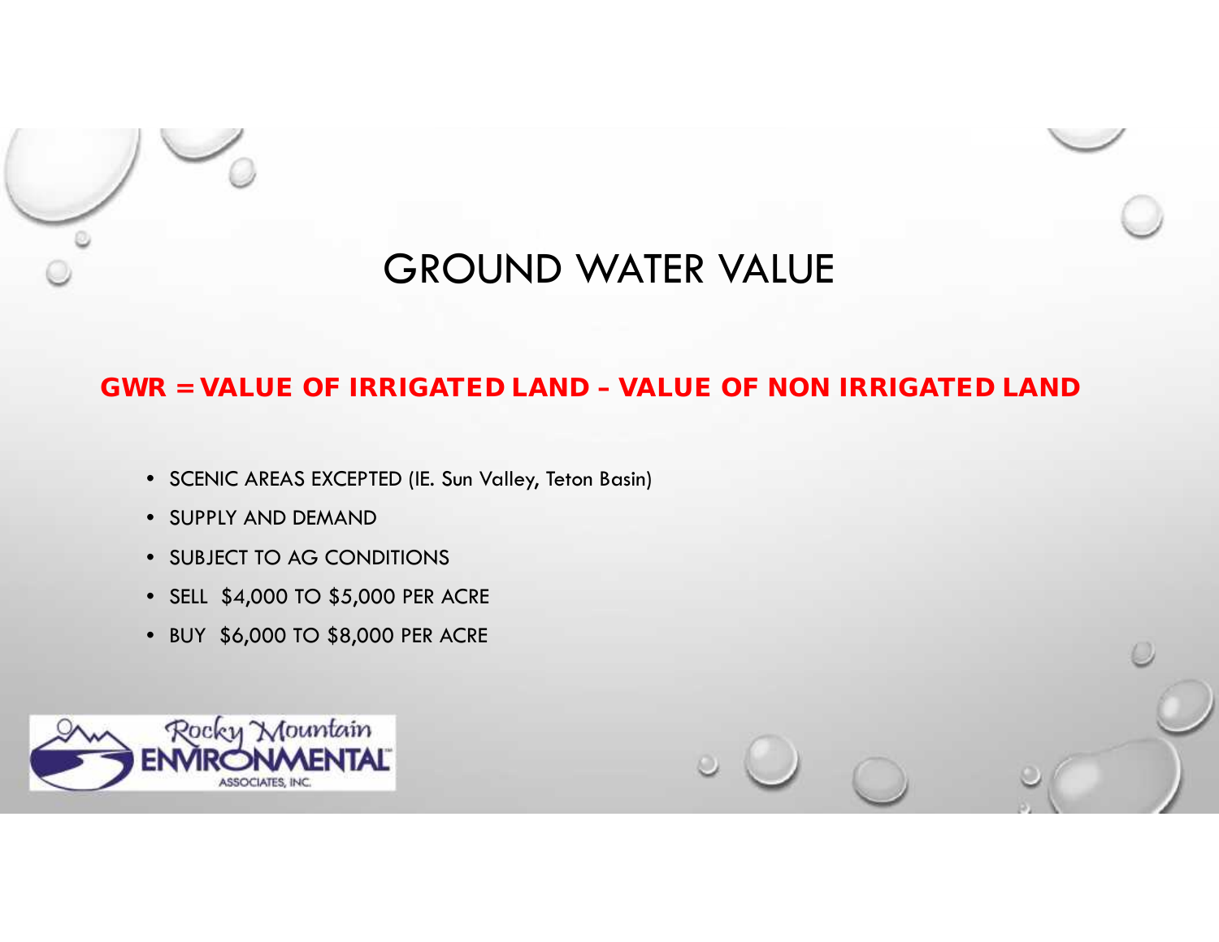# GROUND WATER VALUE

**GWR = VALUE OF IRRIGATED LAND – VALUE OF NON IRRIGATED LAND**

- SCENIC AREAS EXCEPTED (IE. Sun Valley, Teton Basin)
- SUPPLY AND DEMAND
- SUBJECT TO AG CONDITIONS
- SELL $4,000 TO $5,000 PER ACRE
- BUY $6,000 TO $8,000 PER ACRE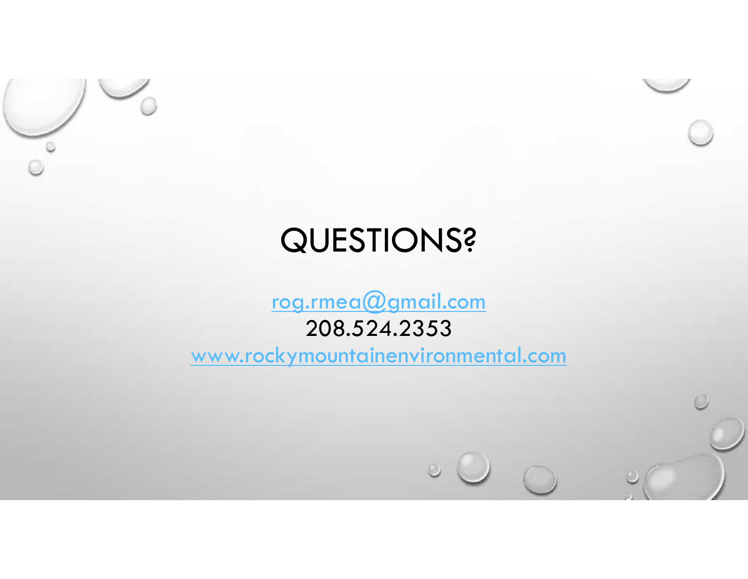# QUESTIONS?

rog.rmea@gmail.com
208.524.2353
www.rockymountainenvironmental.com